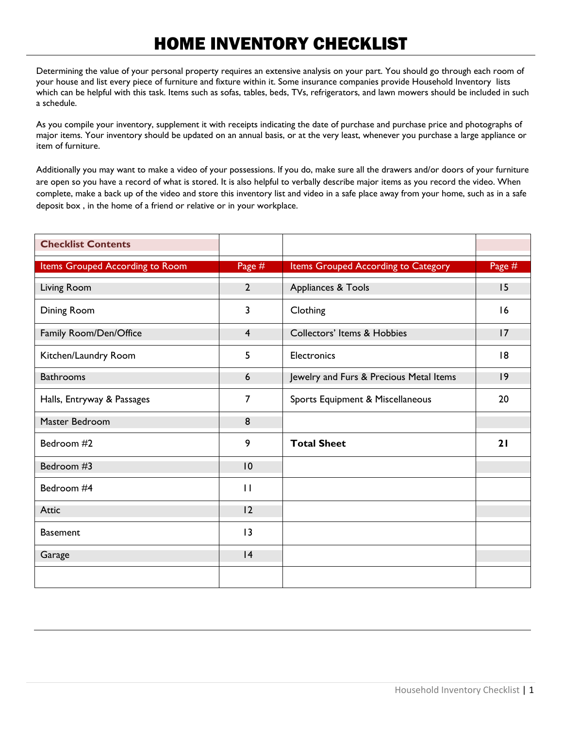# HOME INVENTORY CHECKLIST

Determining the value of your personal property requires an extensive analysis on your part. You should go through each room of your house and list every piece of furniture and fixture within it. Some insurance companies provide Household Inventory lists which can be helpful with this task. Items such as sofas, tables, beds, TVs, refrigerators, and lawn mowers should be included in such a schedule.

As you compile your inventory, supplement it with receipts indicating the date of purchase and purchase price and photographs of major items. Your inventory should be updated on an annual basis, or at the very least, whenever you purchase a large appliance or item of furniture.

Additionally you may want to make a video of your possessions. If you do, make sure all the drawers and/or doors of your furniture are open so you have a record of what is stored. It is also helpful to verbally describe major items as you record the video. When complete, make a back up of the video and store this inventory list and video in a safe place away from your home, such as in a safe deposit box , in the home of a friend or relative or in your workplace.

| **Checklist Contents** | | | |
|---|---|---|---|
| Items Grouped According to Room | Page # | Items Grouped According to Category | Page # |
| Living Room | 2 | Appliances & Tools | 15 |
| Dining Room | 3 | Clothing | 16 |
| Family Room/Den/Office | 4 | Collectors' Items & Hobbies | 17 |
| Kitchen/Laundry Room | 5 | Electronics | 18 |
| Bathrooms | 6 | Jewelry and Furs & Precious Metal Items | 19 |
| Halls, Entryway & Passages | 7 | Sports Equipment & Miscellaneous | 20 |
| Master Bedroom | 8 | | |
| Bedroom #2 | 9 | **Total Sheet** | **21** |
| Bedroom #3 | 10 | | |
| Bedroom #4 | 11 | | |
| Attic | 12 | | |
| Basement | 13 | | |
| Garage | 14 | | |
| | | | |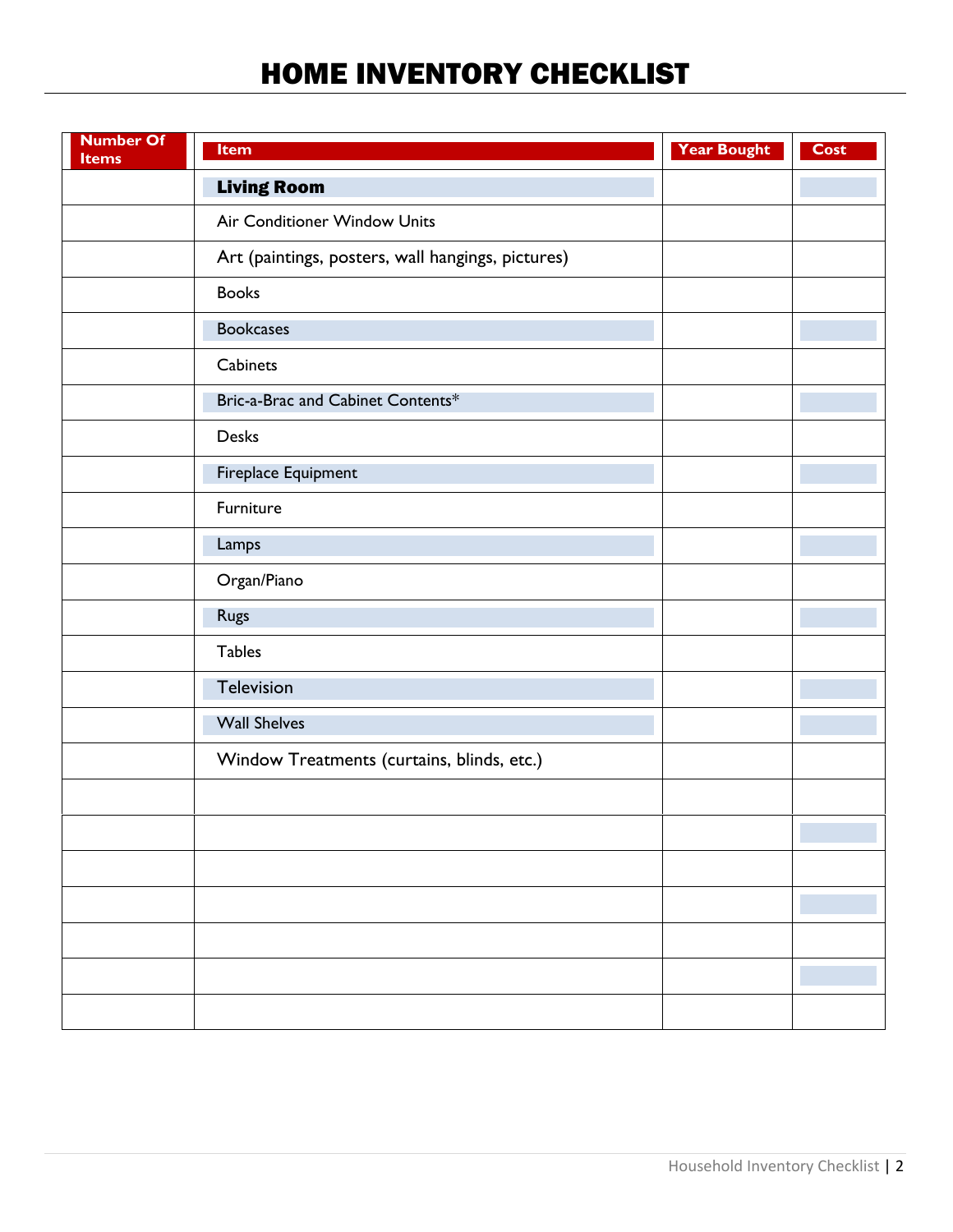# HOME INVENTORY CHECKLIST

| Number Of Items | Item | Year Bought | Cost |
|---|---|---|---|
| | **Living Room** | | |
| | Air Conditioner Window Units | | |
| | Art (paintings, posters, wall hangings, pictures) | | |
| | Books | | |
| | Bookcases | | |
| | Cabinets | | |
| | Bric-a-Brac and Cabinet Contents* | | |
| | Desks | | |
| | Fireplace Equipment | | |
| | Furniture | | |
| | Lamps | | |
| | Organ/Piano | | |
| | Rugs | | |
| | Tables | | |
| | Television | | |
| | Wall Shelves | | |
| | Window Treatments (curtains, blinds, etc.) | | |
| | | | |
| | | | |
| | | | |
| | | | |
| | | | |
| | | | |
| | | | |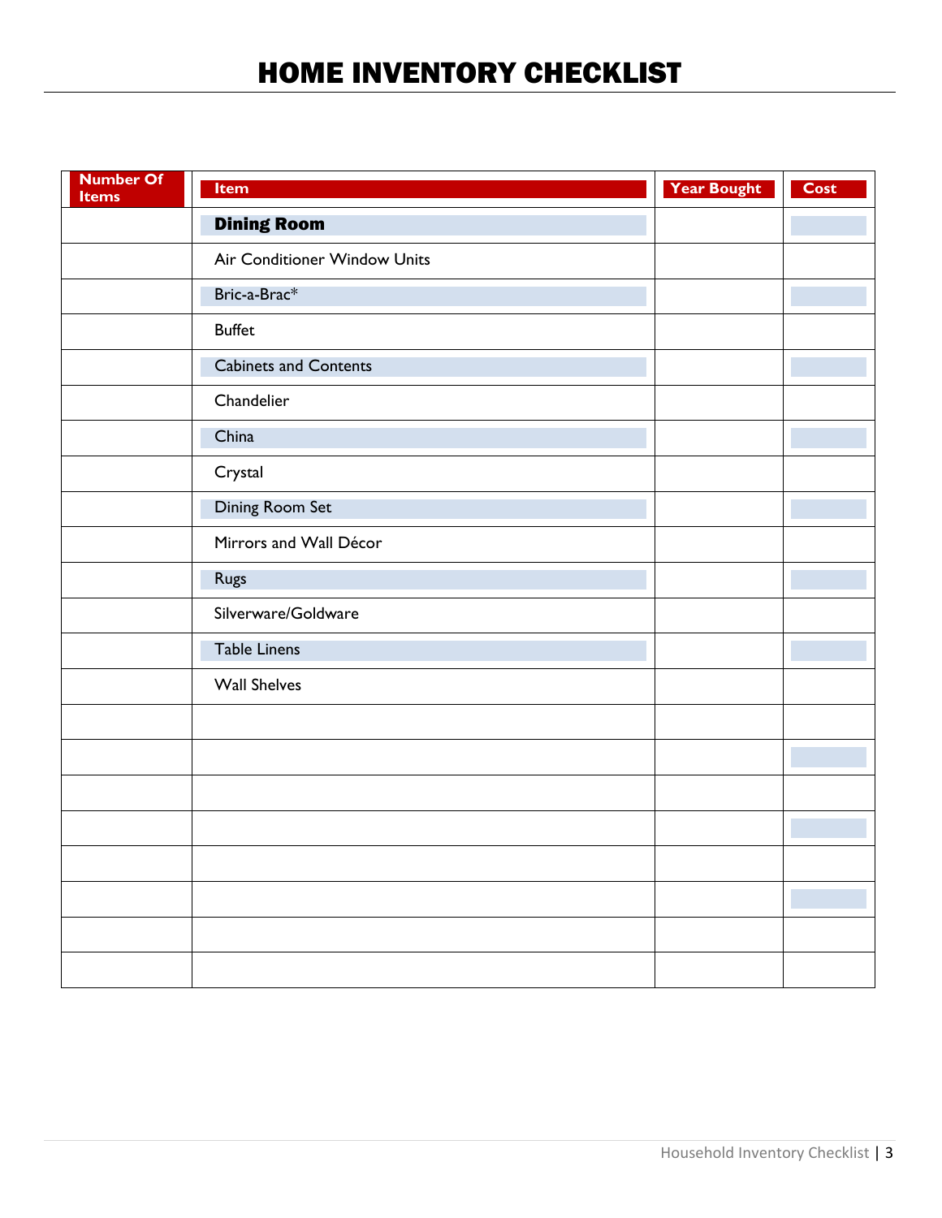# HOME INVENTORY CHECKLIST

| Number Of Items | Item | Year Bought | Cost |
|---|---|---|---|
| | **Dining Room** | | |
| | Air Conditioner Window Units | | |
| | Bric-a-Brac* | | |
| | Buffet | | |
| | Cabinets and Contents | | |
| | Chandelier | | |
| | China | | |
| | Crystal | | |
| | Dining Room Set | | |
| | Mirrors and Wall Décor | | |
| | Rugs | | |
| | Silverware/Goldware | | |
| | Table Linens | | |
| | Wall Shelves | | |
| | | | |
| | | | |
| | | | |
| | | | |
| | | | |
| | | | |
| | | | |
| | | | |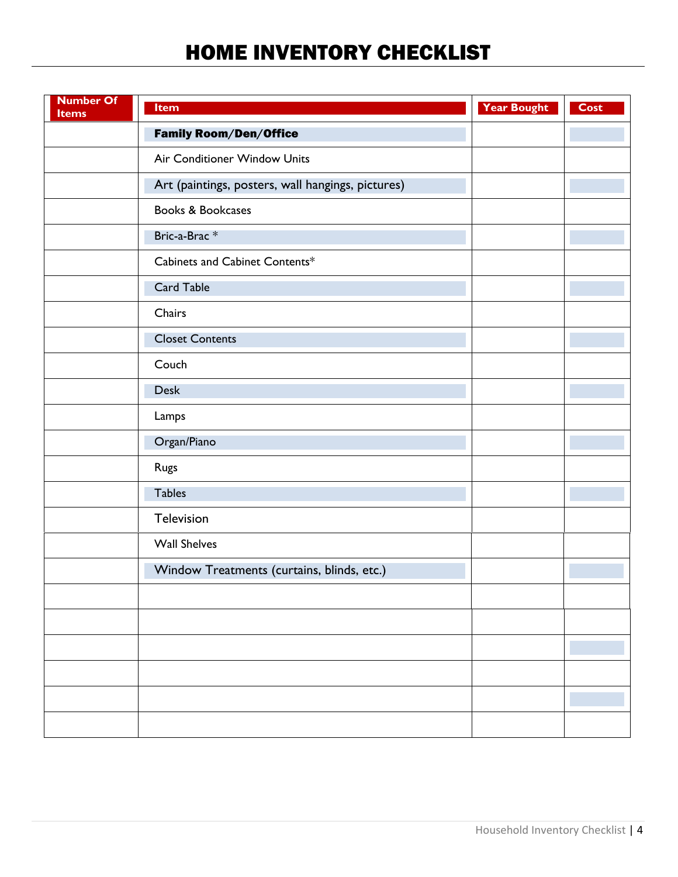# HOME INVENTORY CHECKLIST

| Number Of Items | Item | Year Bought | Cost |
|---|---|---|---|
| | **Family Room/Den/Office** | | |
| | Air Conditioner Window Units | | |
| | Art (paintings, posters, wall hangings, pictures) | | |
| | Books & Bookcases | | |
| | Bric-a-Brac * | | |
| | Cabinets and Cabinet Contents* | | |
| | Card Table | | |
| | Chairs | | |
| | Closet Contents | | |
| | Couch | | |
| | Desk | | |
| | Lamps | | |
| | Organ/Piano | | |
| | Rugs | | |
| | Tables | | |
| | Television | | |
| | Wall Shelves | | |
| | Window Treatments (curtains, blinds, etc.) | | |
| | | | |
| | | | |
| | | | |
| | | | |
| | | | |
| | | | |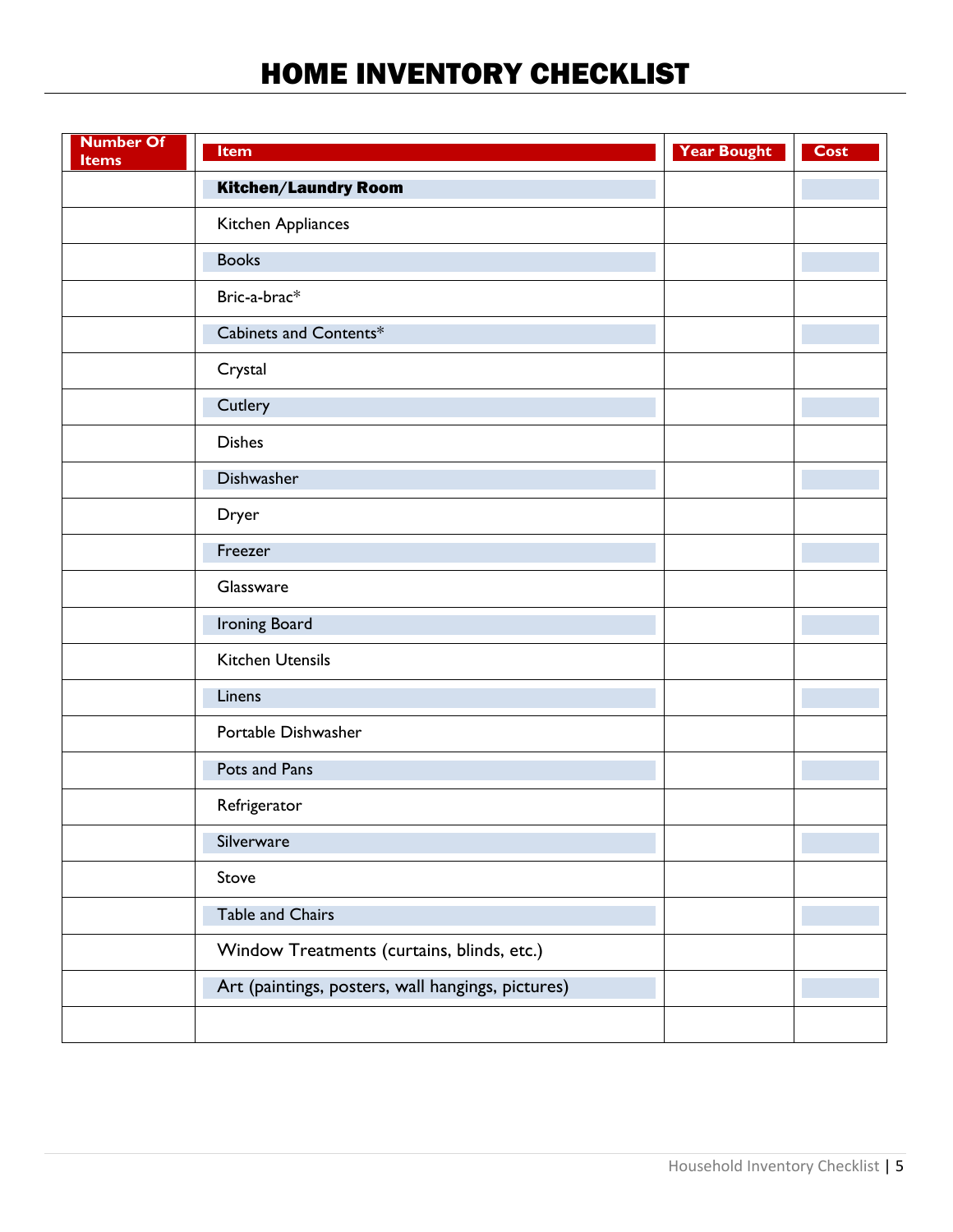# HOME INVENTORY CHECKLIST

| Number Of Items | Item | Year Bought | Cost |
|---|---|---|---|
| | **Kitchen/Laundry Room** | | |
| | Kitchen Appliances | | |
| | Books | | |
| | Bric-a-brac* | | |
| | Cabinets and Contents* | | |
| | Crystal | | |
| | Cutlery | | |
| | Dishes | | |
| | Dishwasher | | |
| | Dryer | | |
| | Freezer | | |
| | Glassware | | |
| | Ironing Board | | |
| | Kitchen Utensils | | |
| | Linens | | |
| | Portable Dishwasher | | |
| | Pots and Pans | | |
| | Refrigerator | | |
| | Silverware | | |
| | Stove | | |
| | Table and Chairs | | |
| | Window Treatments (curtains, blinds, etc.) | | |
| | Art (paintings, posters, wall hangings, pictures) | | |
| | | | |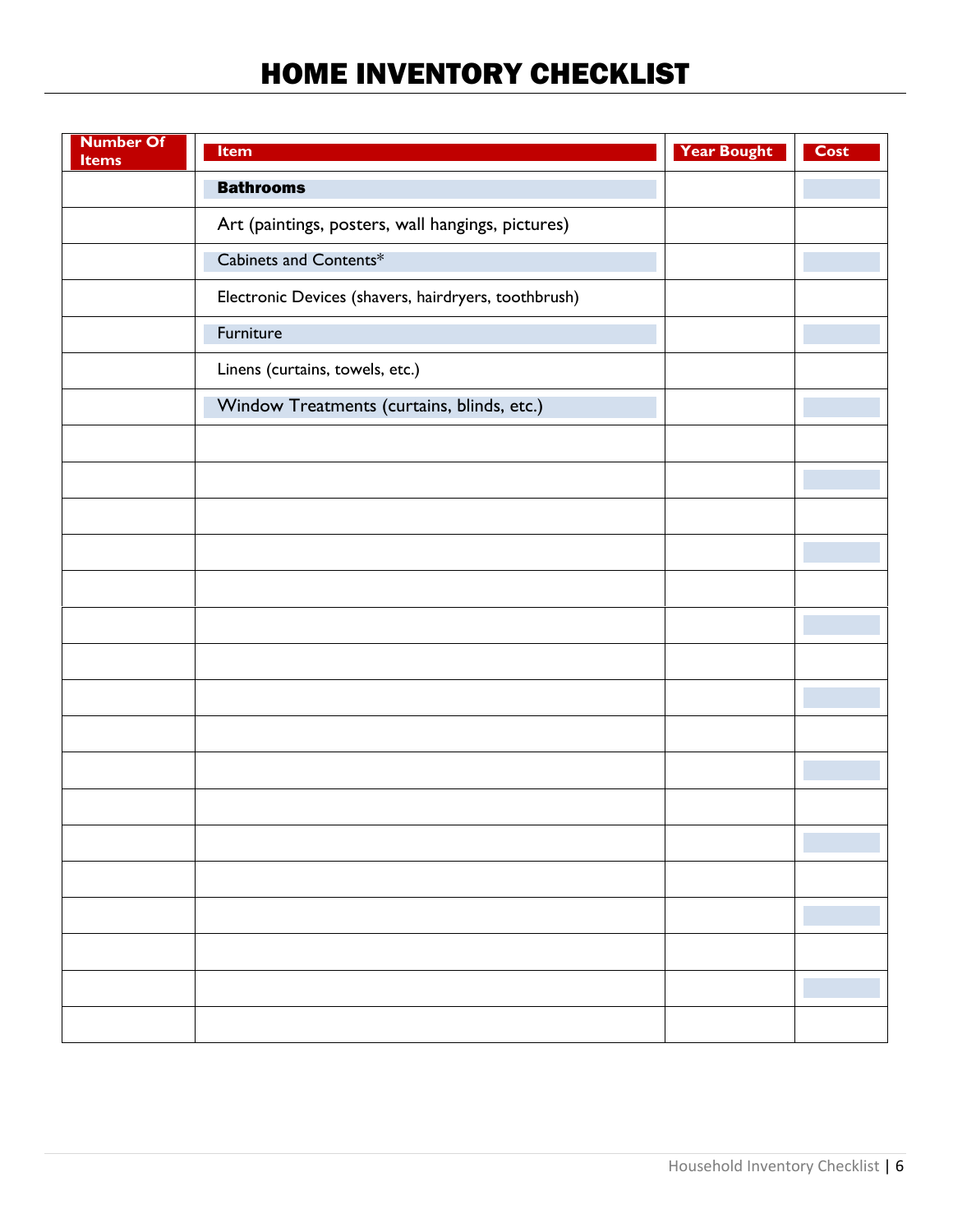# HOME INVENTORY CHECKLIST

| Number Of Items | Item | Year Bought | Cost |
|---|---|---|---|
| | **Bathrooms** | | |
| | Art (paintings, posters, wall hangings, pictures) | | |
| | Cabinets and Contents* | | |
| | Electronic Devices (shavers, hairdryers, toothbrush) | | |
| | Furniture | | |
| | Linens (curtains, towels, etc.) | | |
| | Window Treatments (curtains, blinds, etc.) | | |
| | | | |
| | | | |
| | | | |
| | | | |
| | | | |
| | | | |
| | | | |
| | | | |
| | | | |
| | | | |
| | | | |
| | | | |
| | | | |
| | | | |
| | | | |
| | | | |
| | | | |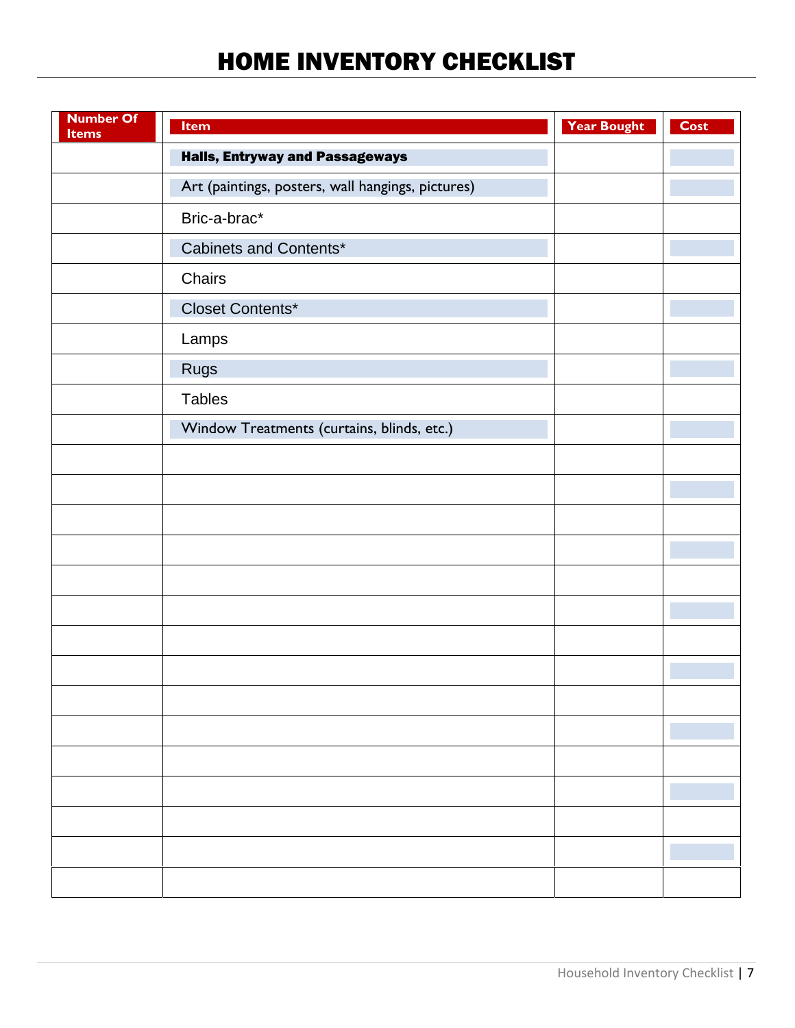# HOME INVENTORY CHECKLIST

| Number Of Items | Item | Year Bought | Cost |
|---|---|---|---|
| | **Halls, Entryway and Passageways** | | |
| | Art (paintings, posters, wall hangings, pictures) | | |
| | Bric-a-brac* | | |
| | Cabinets and Contents* | | |
| | Chairs | | |
| | Closet Contents* | | |
| | Lamps | | |
| | Rugs | | |
| | Tables | | |
| | Window Treatments (curtains, blinds, etc.) | | |
| | | | |
| | | | |
| | | | |
| | | | |
| | | | |
| | | | |
| | | | |
| | | | |
| | | | |
| | | | |
| | | | |
| | | | |
| | | | |
| | | | |
| | | | |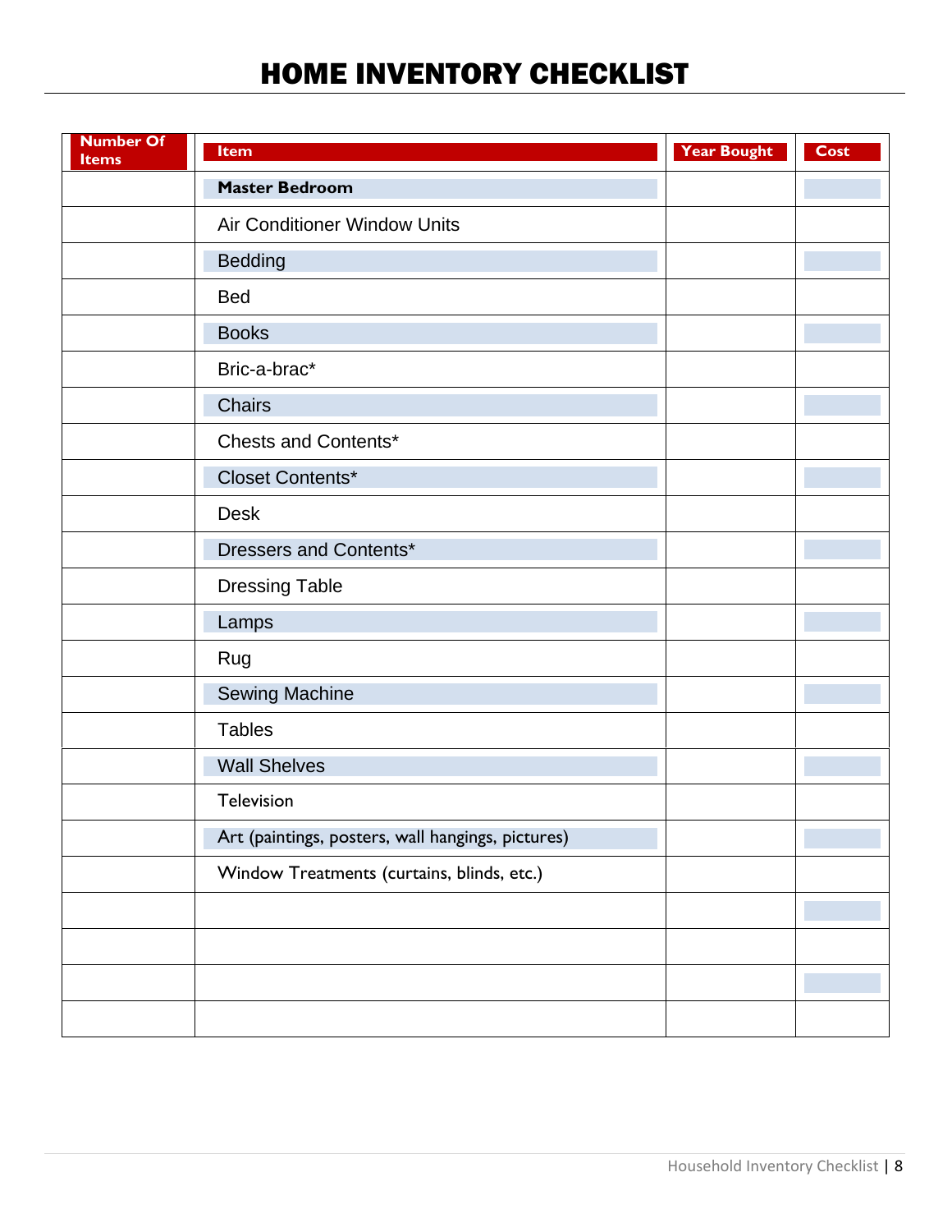# HOME INVENTORY CHECKLIST

| Number Of Items | Item | Year Bought | Cost |
|---|---|---|---|
| | **Master Bedroom** | | |
| | Air Conditioner Window Units | | |
| | Bedding | | |
| | Bed | | |
| | Books | | |
| | Bric-a-brac* | | |
| | Chairs | | |
| | Chests and Contents* | | |
| | Closet Contents* | | |
| | Desk | | |
| | Dressers and Contents* | | |
| | Dressing Table | | |
| | Lamps | | |
| | Rug | | |
| | Sewing Machine | | |
| | Tables | | |
| | Wall Shelves | | |
| | Television | | |
| | Art (paintings, posters, wall hangings, pictures) | | |
| | Window Treatments (curtains, blinds, etc.) | | |
| | | | |
| | | | |
| | | | |
| | | | |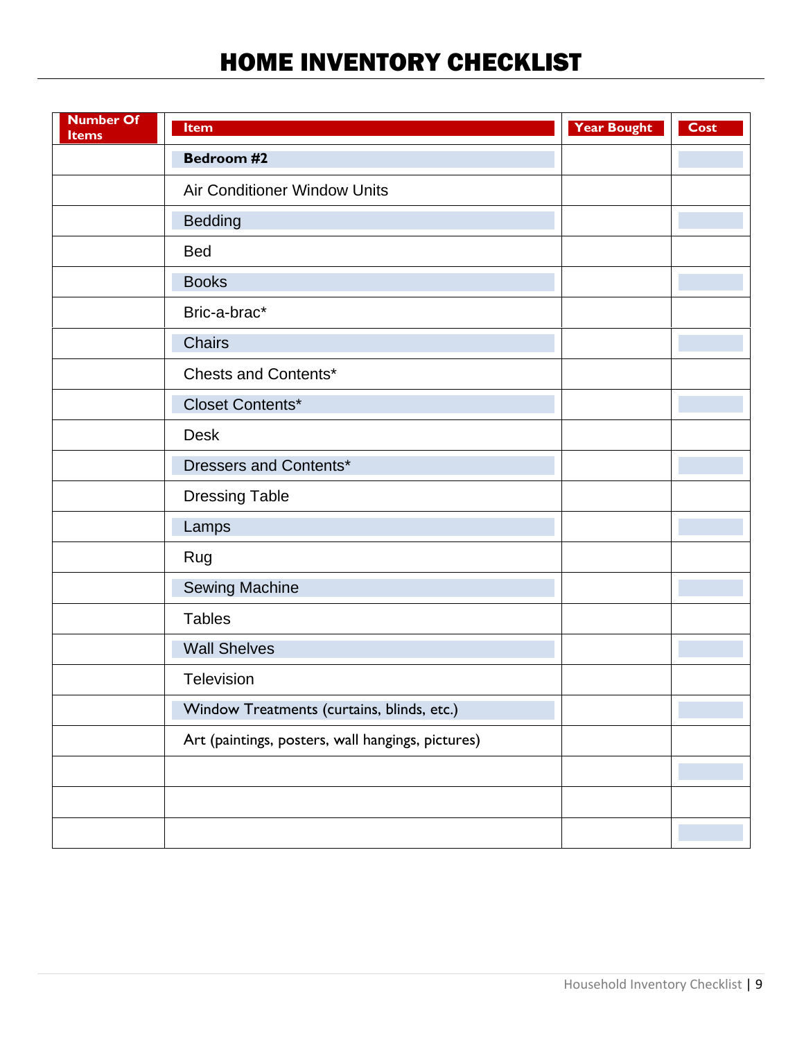# HOME INVENTORY CHECKLIST

| Number Of Items | Item | Year Bought | Cost |
|---|---|---|---|
| | **Bedroom #2** | | |
| | Air Conditioner Window Units | | |
| | Bedding | | |
| | Bed | | |
| | Books | | |
| | Bric-a-brac* | | |
| | Chairs | | |
| | Chests and Contents* | | |
| | Closet Contents* | | |
| | Desk | | |
| | Dressers and Contents* | | |
| | Dressing Table | | |
| | Lamps | | |
| | Rug | | |
| | Sewing Machine | | |
| | Tables | | |
| | Wall Shelves | | |
| | Television | | |
| | Window Treatments (curtains, blinds, etc.) | | |
| | Art (paintings, posters, wall hangings, pictures) | | |
| | | | |
| | | | |
| | | | |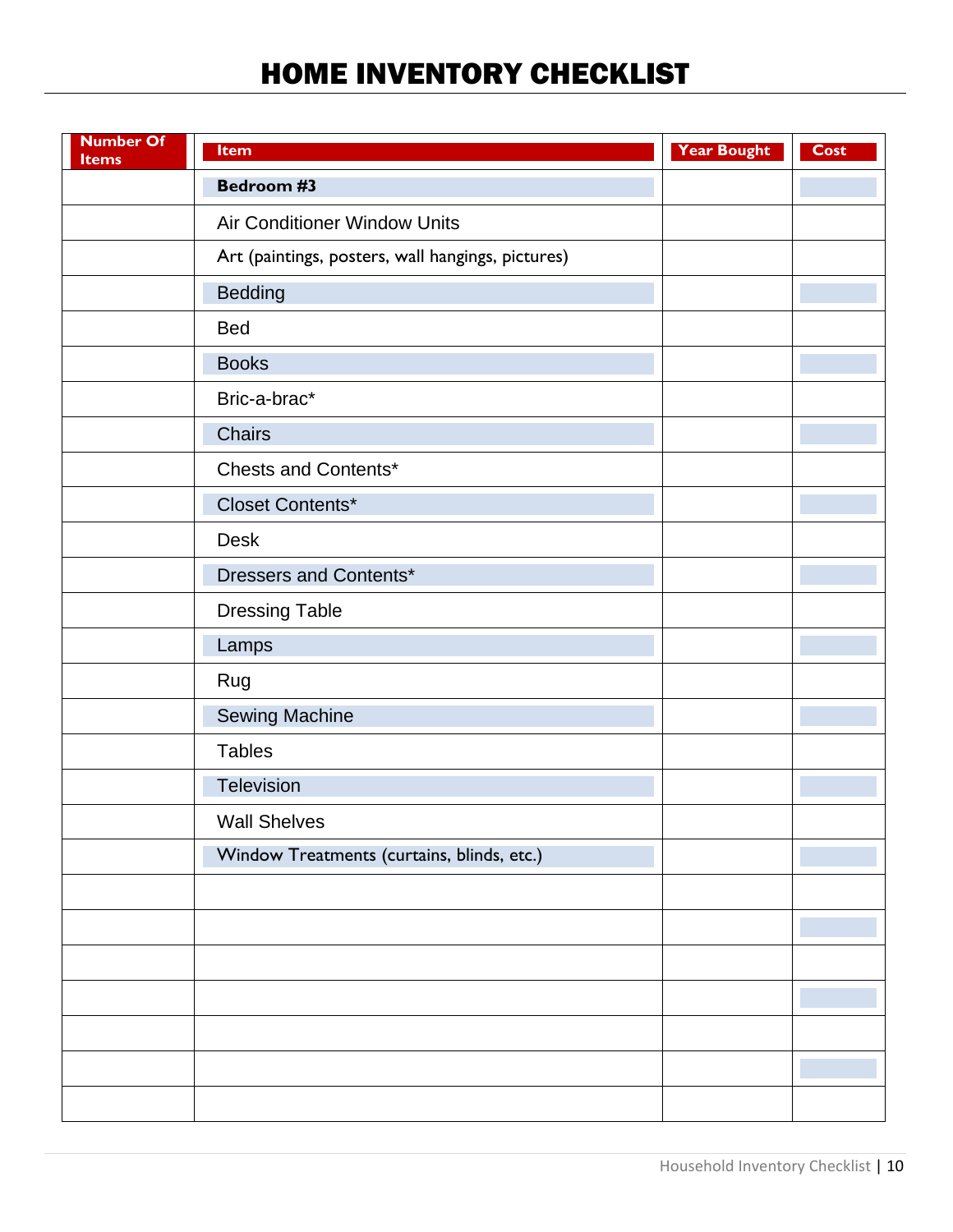# HOME INVENTORY CHECKLIST

| Number Of Items | Item | Year Bought | Cost |
|---|---|---|---|
| | **Bedroom #3** | | |
| | Air Conditioner Window Units | | |
| | Art (paintings, posters, wall hangings, pictures) | | |
| | Bedding | | |
| | Bed | | |
| | Books | | |
| | Bric-a-brac* | | |
| | Chairs | | |
| | Chests and Contents* | | |
| | Closet Contents* | | |
| | Desk | | |
| | Dressers and Contents* | | |
| | Dressing Table | | |
| | Lamps | | |
| | Rug | | |
| | Sewing Machine | | |
| | Tables | | |
| | Television | | |
| | Wall Shelves | | |
| | Window Treatments (curtains, blinds, etc.) | | |
| | | | |
| | | | |
| | | | |
| | | | |
| | | | |
| | | | |
| | | | |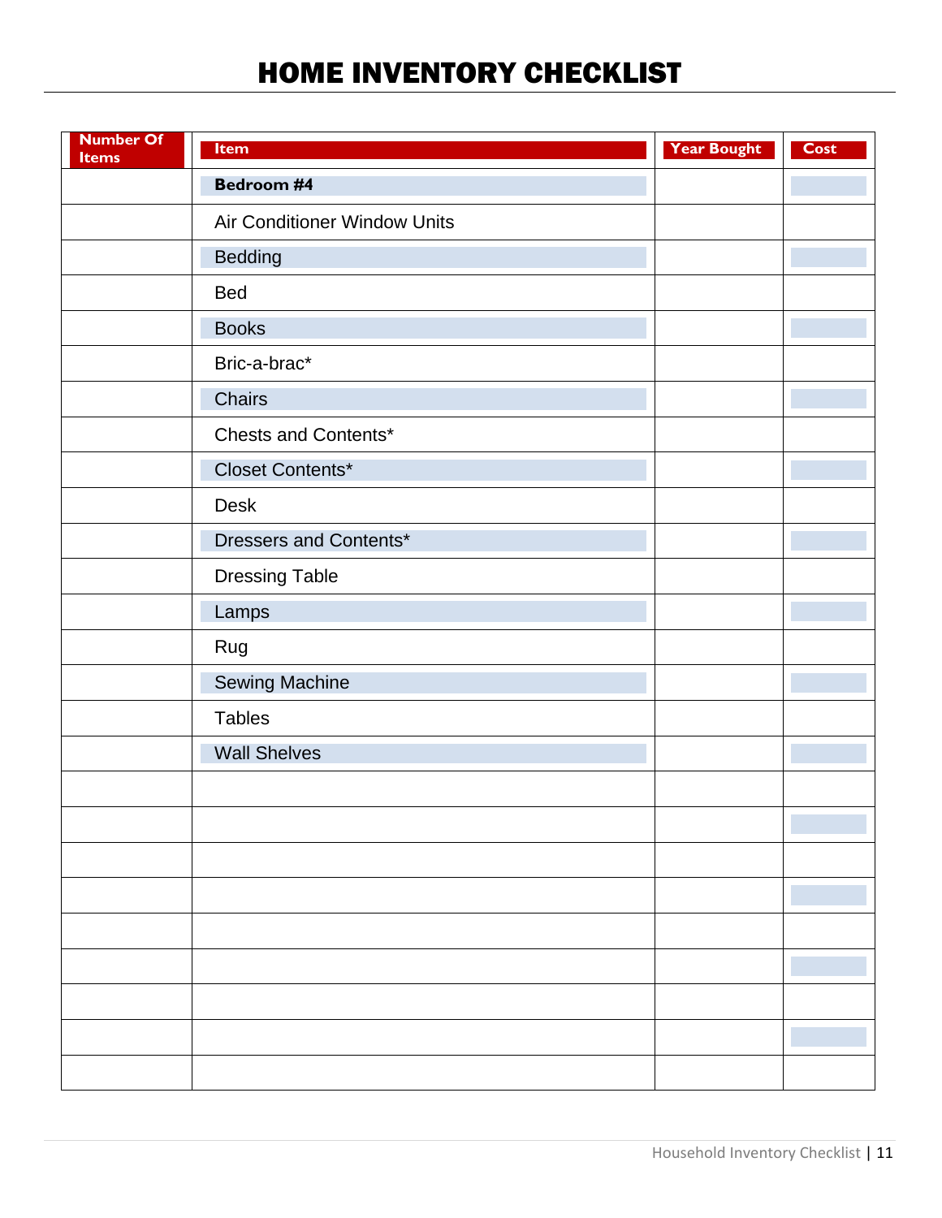# HOME INVENTORY CHECKLIST

| Number Of Items | Item | Year Bought | Cost |
|---|---|---|---|
| | **Bedroom #4** | | |
| | Air Conditioner Window Units | | |
| | Bedding | | |
| | Bed | | |
| | Books | | |
| | Bric-a-brac* | | |
| | Chairs | | |
| | Chests and Contents* | | |
| | Closet Contents* | | |
| | Desk | | |
| | Dressers and Contents* | | |
| | Dressing Table | | |
| | Lamps | | |
| | Rug | | |
| | Sewing Machine | | |
| | Tables | | |
| | Wall Shelves | | |
| | | | |
| | | | |
| | | | |
| | | | |
| | | | |
| | | | |
| | | | |
| | | | |
| | | | |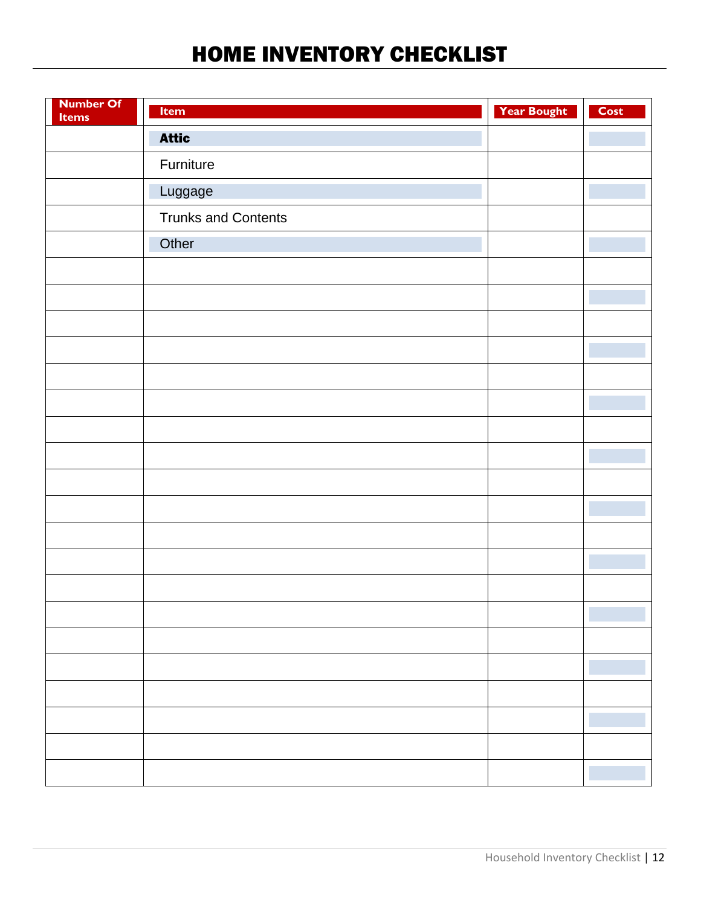# HOME INVENTORY CHECKLIST

| Number Of Items | Item | Year Bought | Cost |
|---|---|---|---|
| | **Attic** | | |
| | Furniture | | |
| | Luggage | | |
| | Trunks and Contents | | |
| | Other | | |
| | | | |
| | | | |
| | | | |
| | | | |
| | | | |
| | | | |
| | | | |
| | | | |
| | | | |
| | | | |
| | | | |
| | | | |
| | | | |
| | | | |
| | | | |
| | | | |
| | | | |
| | | | |
| | | | |
| | | | |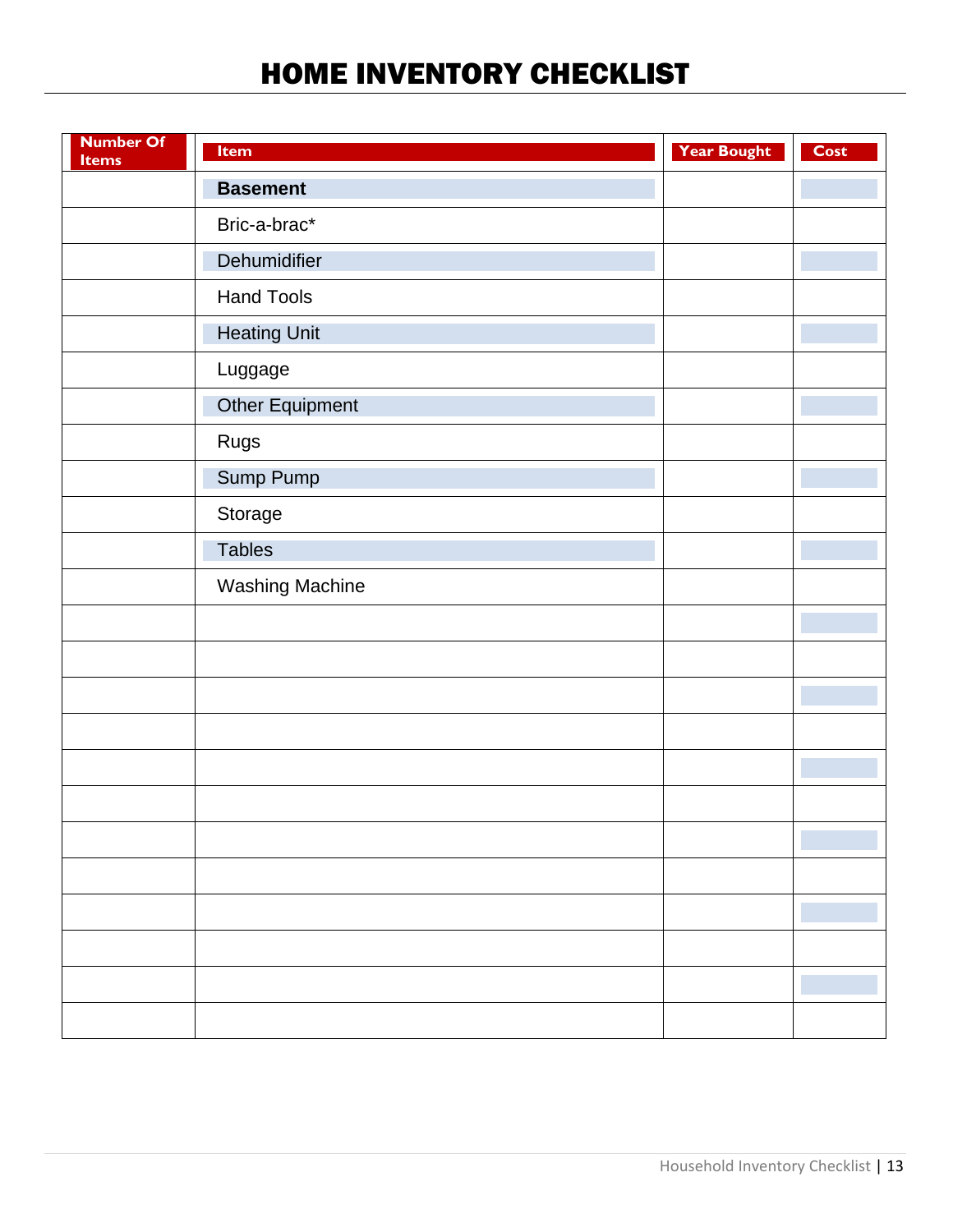# HOME INVENTORY CHECKLIST

| Number Of Items | Item | Year Bought | Cost |
|---|---|---|---|
| | **Basement** | | |
| | Bric-a-brac* | | |
| | Dehumidifier | | |
| | Hand Tools | | |
| | Heating Unit | | |
| | Luggage | | |
| | Other Equipment | | |
| | Rugs | | |
| | Sump Pump | | |
| | Storage | | |
| | Tables | | |
| | Washing Machine | | |
| | | | |
| | | | |
| | | | |
| | | | |
| | | | |
| | | | |
| | | | |
| | | | |
| | | | |
| | | | |
| | | | |
| | | | |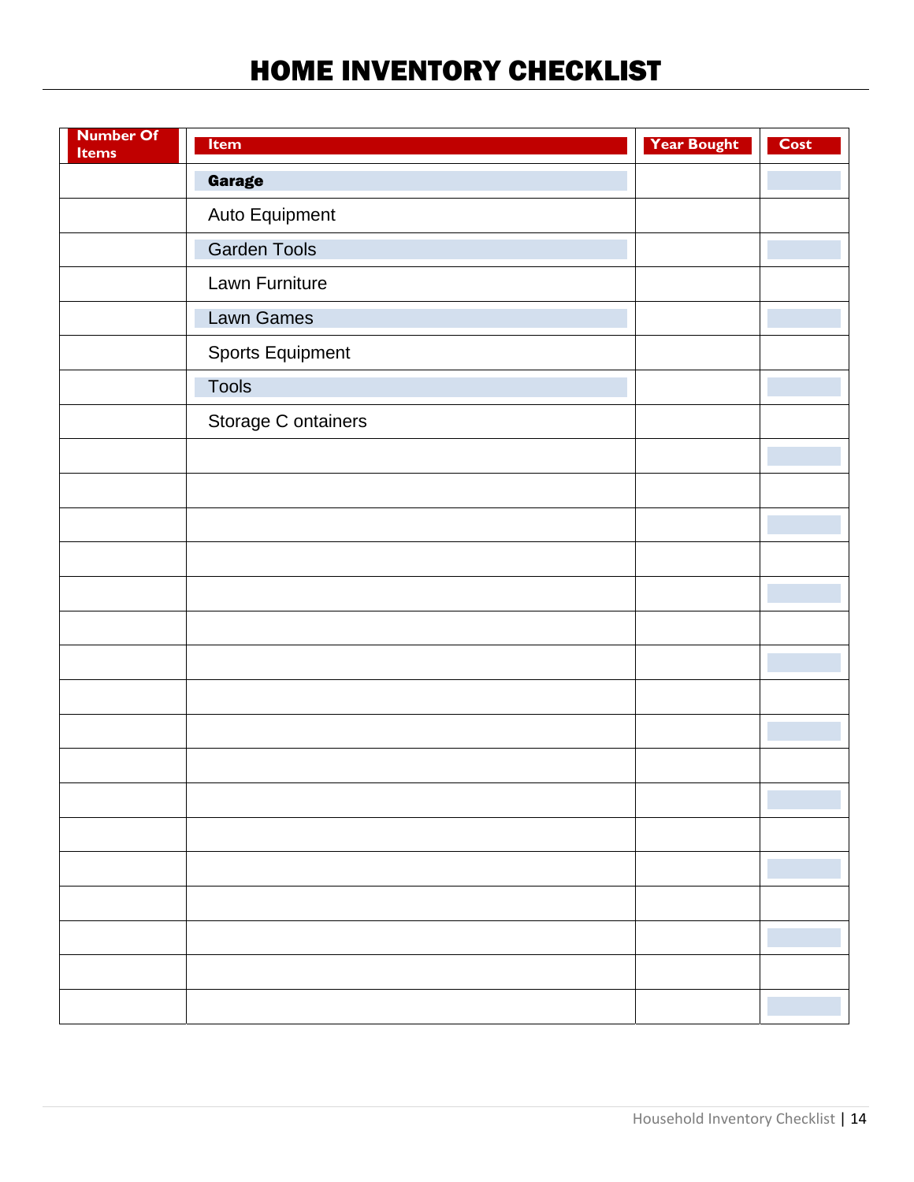# HOME INVENTORY CHECKLIST

| Number Of Items | Item | Year Bought | Cost |
|---|---|---|---|
| | **Garage** | | |
| | Auto Equipment | | |
| | Garden Tools | | |
| | Lawn Furniture | | |
| | Lawn Games | | |
| | Sports Equipment | | |
| | Tools | | |
| | Storage C ontainers | | |
| | | | |
| | | | |
| | | | |
| | | | |
| | | | |
| | | | |
| | | | |
| | | | |
| | | | |
| | | | |
| | | | |
| | | | |
| | | | |
| | | | |
| | | | |
| | | | |
| | | | |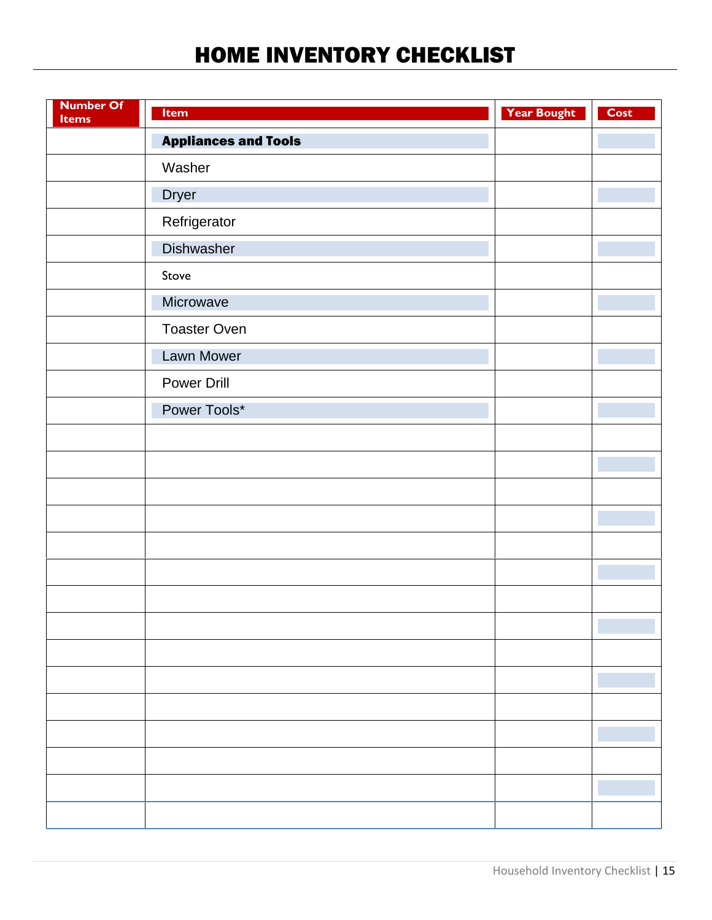# HOME INVENTORY CHECKLIST

| Number Of Items | Item | Year Bought | Cost |
|---|---|---|---|
| | **Appliances and Tools** | | |
| | Washer | | |
| | Dryer | | |
| | Refrigerator | | |
| | Dishwasher | | |
| | Stove | | |
| | Microwave | | |
| | Toaster Oven | | |
| | Lawn Mower | | |
| | Power Drill | | |
| | Power Tools* | | |
| | | | |
| | | | |
| | | | |
| | | | |
| | | | |
| | | | |
| | | | |
| | | | |
| | | | |
| | | | |
| | | | |
| | | | |
| | | | |
| | | | |
| | | | |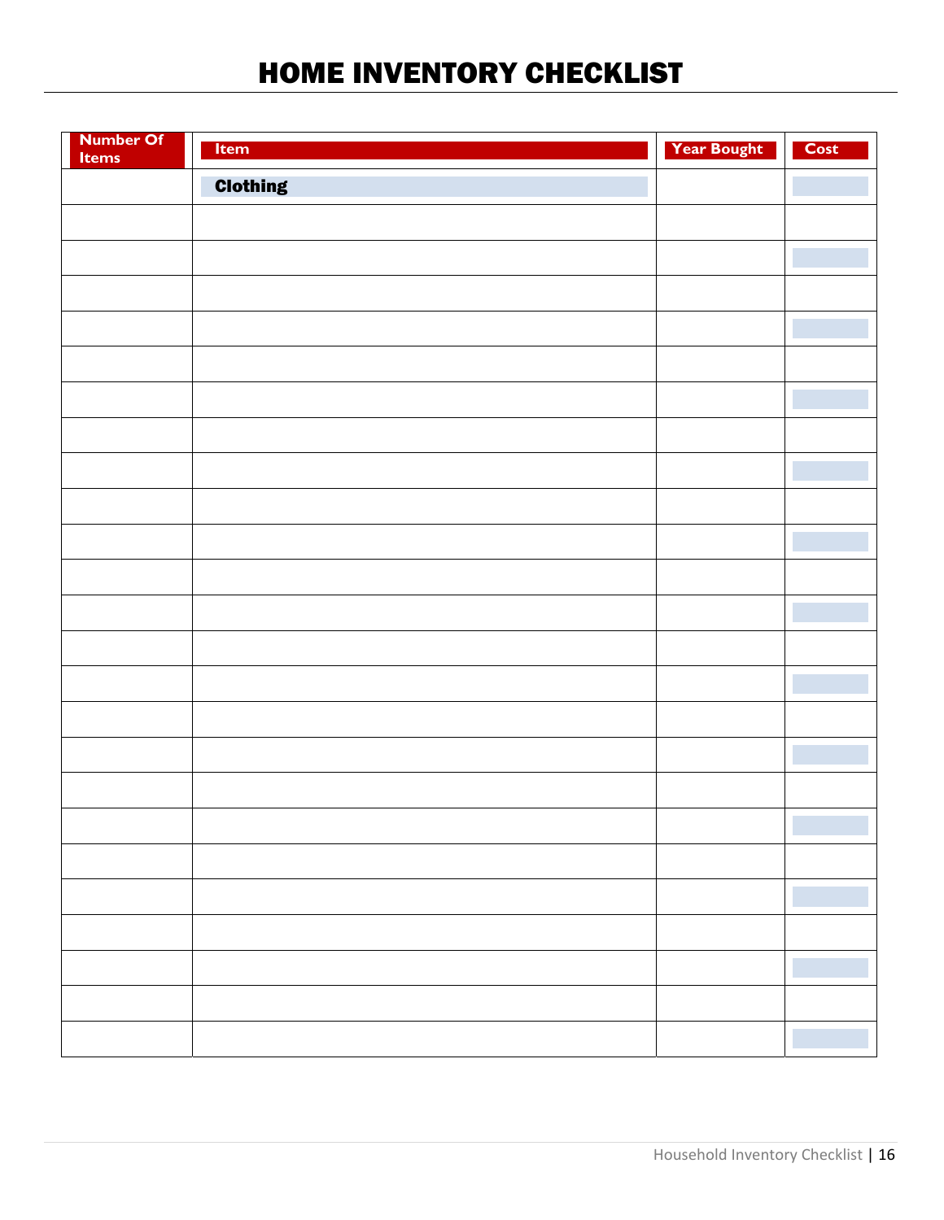# HOME INVENTORY CHECKLIST

| Number Of Items | Item | Year Bought | Cost |
|---|---|---|---|
| | **Clothing** | | |
| | | | |
| | | | |
| | | | |
| | | | |
| | | | |
| | | | |
| | | | |
| | | | |
| | | | |
| | | | |
| | | | |
| | | | |
| | | | |
| | | | |
| | | | |
| | | | |
| | | | |
| | | | |
| | | | |
| | | | |
| | | | |
| | | | |
| | | | |
| | | | |
| | | | |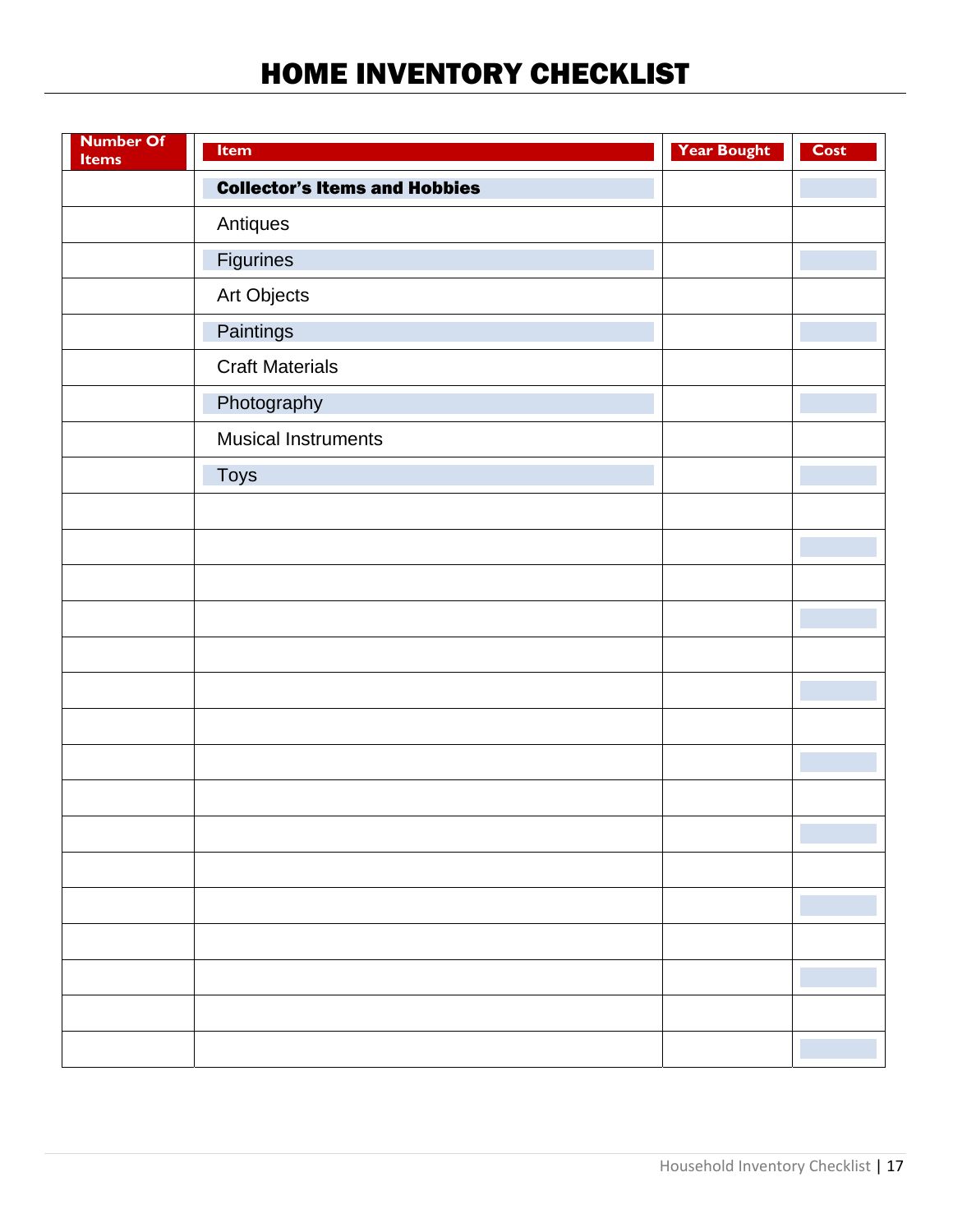# HOME INVENTORY CHECKLIST

| Number Of Items | Item | Year Bought | Cost |
|---|---|---|---|
| | **Collector's Items and Hobbies** | | |
| | Antiques | | |
| | Figurines | | |
| | Art Objects | | |
| | Paintings | | |
| | Craft Materials | | |
| | Photography | | |
| | Musical Instruments | | |
| | Toys | | |
| | | | |
| | | | |
| | | | |
| | | | |
| | | | |
| | | | |
| | | | |
| | | | |
| | | | |
| | | | |
| | | | |
| | | | |
| | | | |
| | | | |
| | | | |
| | | | |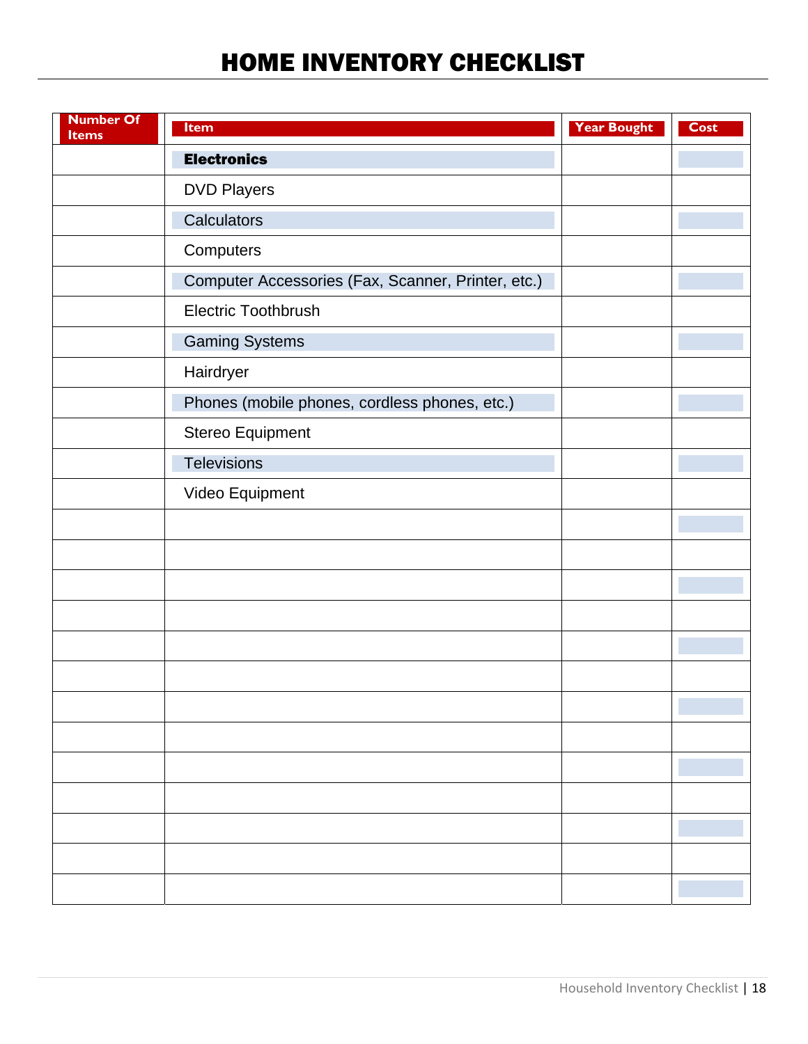# HOME INVENTORY CHECKLIST

| Number Of Items | Item | Year Bought | Cost |
|---|---|---|---|
| | **Electronics** | | |
| | DVD Players | | |
| | Calculators | | |
| | Computers | | |
| | Computer Accessories (Fax, Scanner, Printer, etc.) | | |
| | Electric Toothbrush | | |
| | Gaming Systems | | |
| | Hairdryer | | |
| | Phones (mobile phones, cordless phones, etc.) | | |
| | Stereo Equipment | | |
| | Televisions | | |
| | Video Equipment | | |
| | | | |
| | | | |
| | | | |
| | | | |
| | | | |
| | | | |
| | | | |
| | | | |
| | | | |
| | | | |
| | | | |
| | | | |
| | | | |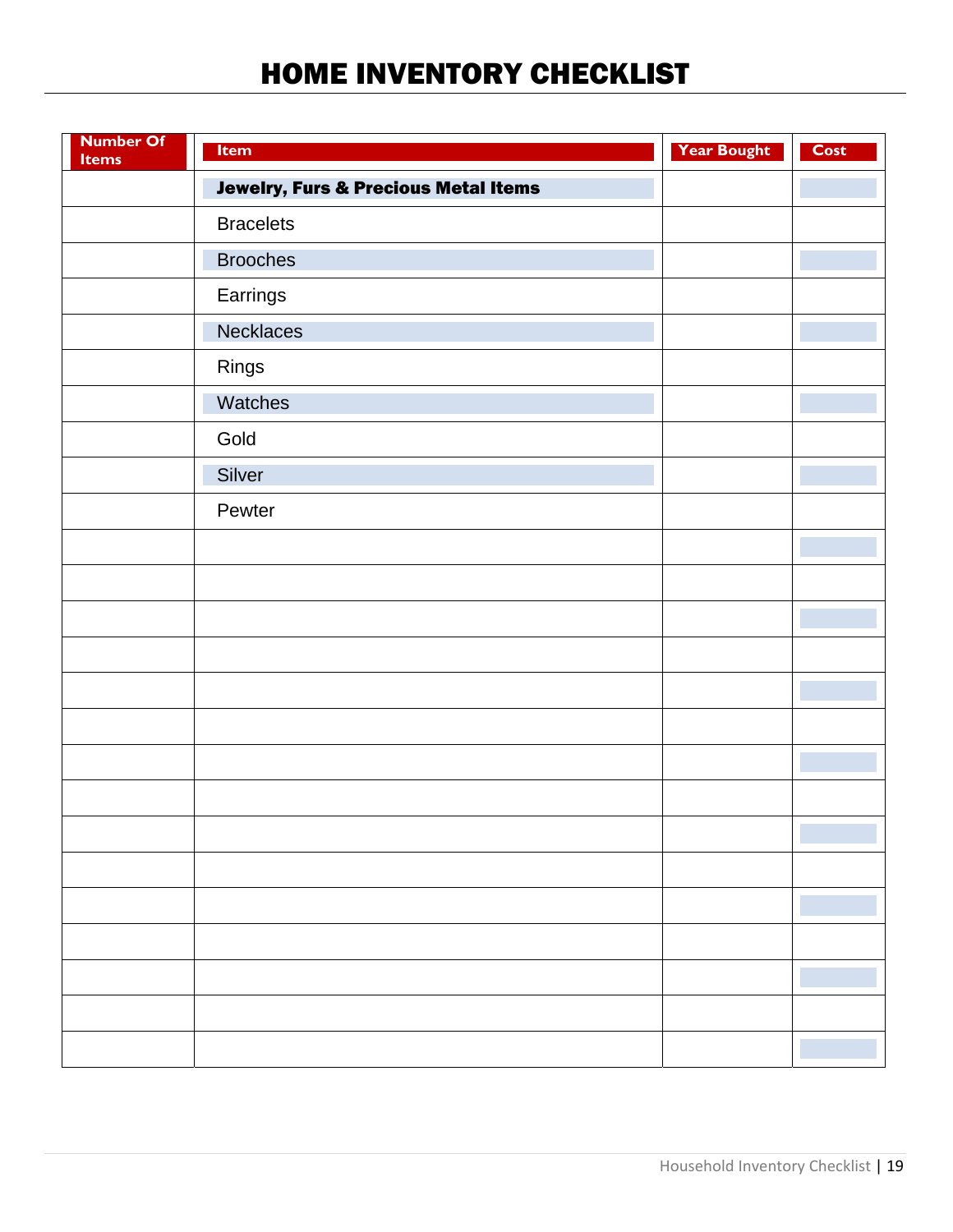# HOME INVENTORY CHECKLIST

| Number Of Items | Item | Year Bought | Cost |
|---|---|---|---|
| | **Jewelry, Furs & Precious Metal Items** | | |
| | Bracelets | | |
| | Brooches | | |
| | Earrings | | |
| | Necklaces | | |
| | Rings | | |
| | Watches | | |
| | Gold | | |
| | Silver | | |
| | Pewter | | |
| | | | |
| | | | |
| | | | |
| | | | |
| | | | |
| | | | |
| | | | |
| | | | |
| | | | |
| | | | |
| | | | |
| | | | |
| | | | |
| | | | |
| | | | |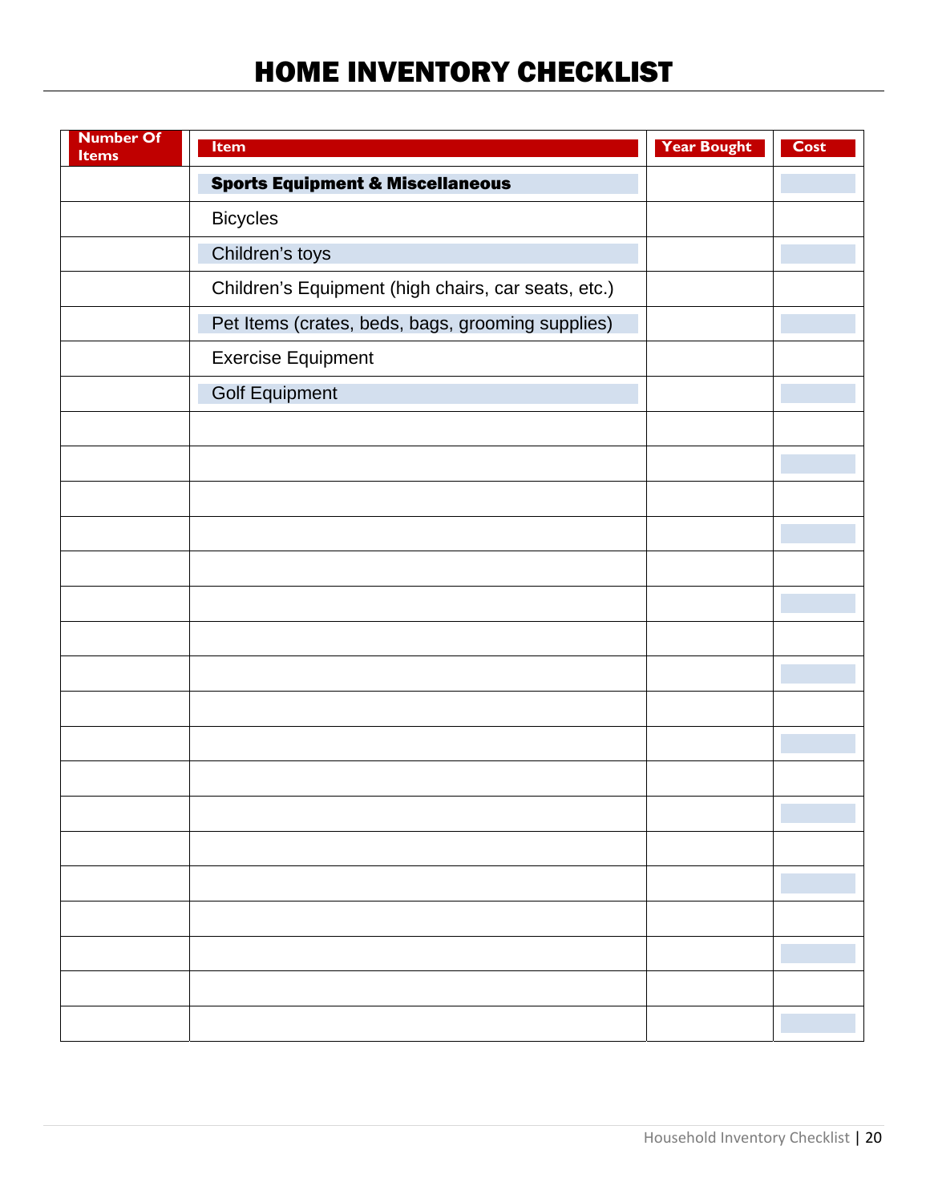# HOME INVENTORY CHECKLIST

| Number Of Items | Item | Year Bought | Cost |
|---|---|---|---|
| | **Sports Equipment & Miscellaneous** | | |
| | Bicycles | | |
| | Children's toys | | |
| | Children's Equipment (high chairs, car seats, etc.) | | |
| | Pet Items (crates, beds, bags, grooming supplies) | | |
| | Exercise Equipment | | |
| | Golf Equipment | | |
| | | | |
| | | | |
| | | | |
| | | | |
| | | | |
| | | | |
| | | | |
| | | | |
| | | | |
| | | | |
| | | | |
| | | | |
| | | | |
| | | | |
| | | | |
| | | | |
| | | | |
| | | | |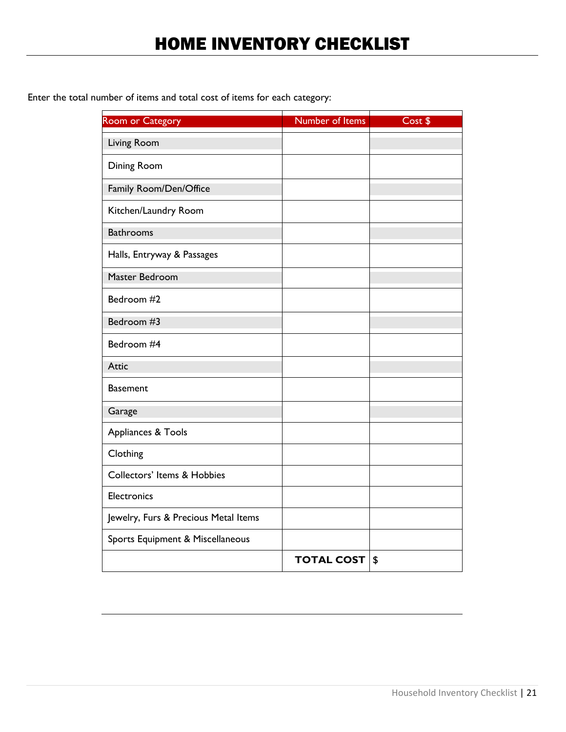# HOME INVENTORY CHECKLIST

Enter the total number of items and total cost of items for each category:

| Room or Category | Number of Items | Cost $ |
|---|---|---|
| Living Room | | |
| Dining Room | | |
| Family Room/Den/Office | | |
| Kitchen/Laundry Room | | |
| Bathrooms | | |
| Halls, Entryway & Passages | | |
| Master Bedroom | | |
| Bedroom #2 | | |
| Bedroom #3 | | |
| Bedroom #4 | | |
| Attic | | |
| Basement | | |
| Garage | | |
| Appliances & Tools | | |
| Clothing | | |
| Collectors' Items & Hobbies | | |
| Electronics | | |
| Jewelry, Furs & Precious Metal Items | | |
| Sports Equipment & Miscellaneous | | |
| | **TOTAL COST** | **$** |